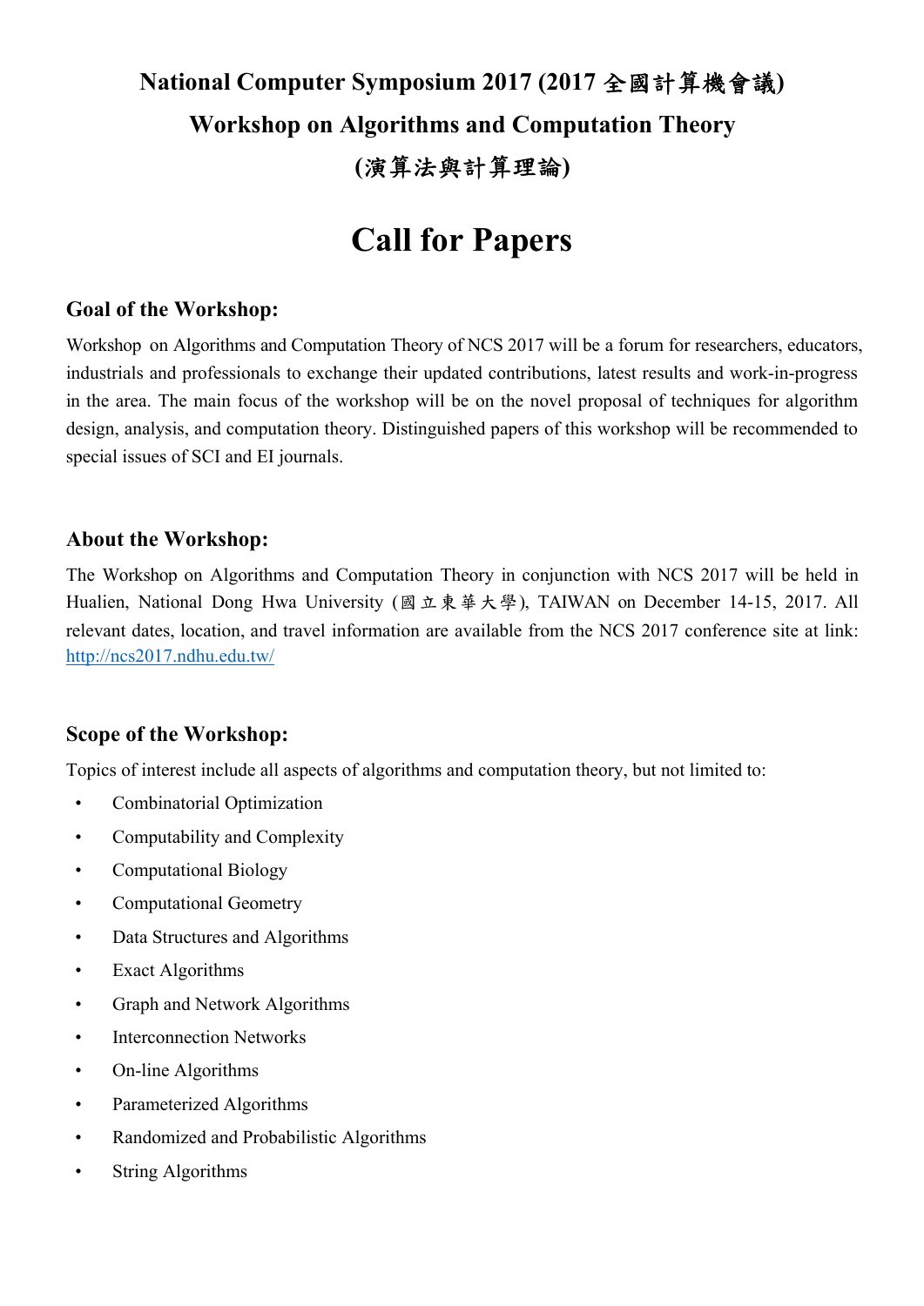# National Computer Symposium 2017 (2017 全國計算機會議)

# Workshop on Algorithms and Computation Theory

# (演算法與計算理論)

# Call for Papers

### Goal of the Workshop:

Workshop on Algorithms and Computation Theory of NCS 2017 will be a forum for researchers, educators, industrials and professionals to exchange their updated contributions, latest results and work-in-progress in the area. The main focus of the workshop will be on the novel proposal of techniques for algorithm design, analysis, and computation theory. Distinguished papers of this workshop will be recommended to special issues of SCI and EI journals.

### About the Workshop:

The Workshop on Algorithms and Computation Theory in conjunction with NCS 2017 will be held in Hualien, National Dong Hwa University (國立東華大學), TAIWAN on December 14-15, 2017. All relevant dates, location, and travel information are available from the NCS 2017 conference site at link: [http://ncs2017.ndhu.edu.tw/](http://ncs2017.ndhu.edu.tw/)

### Scope of the Workshop:

Topics of interest include all aspects of algorithms and computation theory, but not limited to:

- Combinatorial Optimization
- Computability and Complexity
- Computational Biology
- Computational Geometry
- Data Structures and Algorithms
- Exact Algorithms
- Graph and Network Algorithms
- Interconnection Networks
- On-line Algorithms
- Parameterized Algorithms
- Randomized and Probabilistic Algorithms
- String Algorithms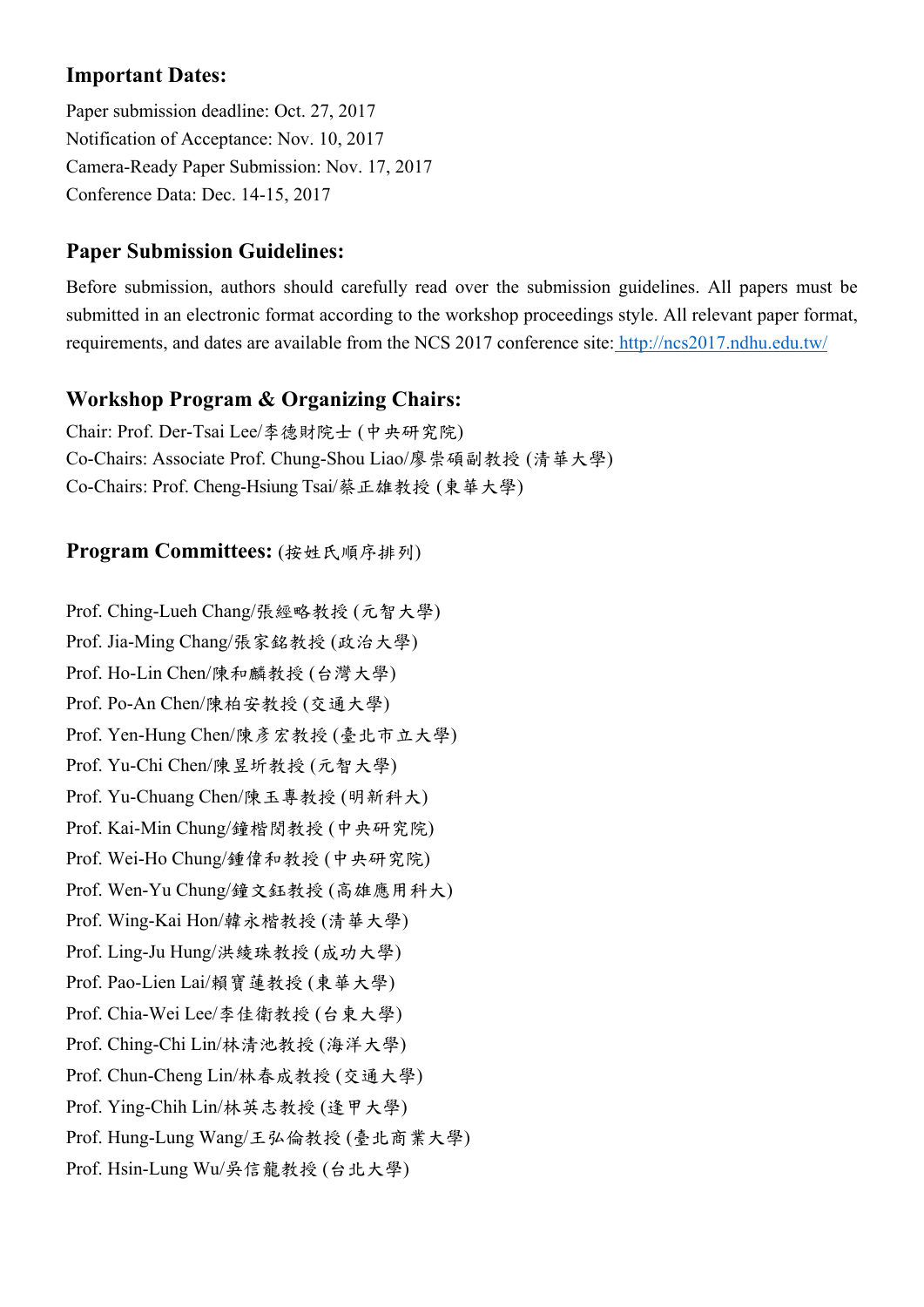## Important Dates:

Paper submission deadline: Oct. 27, 2017
Notification of Acceptance: Nov. 10, 2017
Camera-Ready Paper Submission: Nov. 17, 2017
Conference Data: Dec. 14-15, 2017

## Paper Submission Guidelines:

Before submission, authors should carefully read over the submission guidelines. All papers must be submitted in an electronic format according to the workshop proceedings style. All relevant paper format, requirements, and dates are available from the NCS 2017 conference site: http://ncs2017.ndhu.edu.tw/

## Workshop Program & Organizing Chairs:

Chair: Prof. Der-Tsai Lee/李德財院士 (中央研究院)
Co-Chairs: Associate Prof. Chung-Shou Liao/廖崇碩副教授 (清華大學)
Co-Chairs: Prof. Cheng-Hsiung Tsai/蔡正雄教授 (東華大學)

## Program Committees: (按姓氏順序排列)

Prof. Ching-Lueh Chang/張經略教授 (元智大學)
Prof. Jia-Ming Chang/張家銘教授 (政治大學)
Prof. Ho-Lin Chen/陳和麟教授 (台灣大學)
Prof. Po-An Chen/陳柏安教授 (交通大學)
Prof. Yen-Hung Chen/陳彥宏教授 (臺北市立大學)
Prof. Yu-Chi Chen/陳昱圻教授 (元智大學)
Prof. Yu-Chuang Chen/陳玉專教授 (明新科大)
Prof. Kai-Min Chung/鐘楷閔教授 (中央研究院)
Prof. Wei-Ho Chung/鍾偉和教授 (中央研究院)
Prof. Wen-Yu Chung/鐘文鈺教授 (高雄應用科大)
Prof. Wing-Kai Hon/韓永楷教授 (清華大學)
Prof. Ling-Ju Hung/洪綾珠教授 (成功大學)
Prof. Pao-Lien Lai/賴寶蓮教授 (東華大學)
Prof. Chia-Wei Lee/李佳衛教授 (台東大學)
Prof. Ching-Chi Lin/林清池教授 (海洋大學)
Prof. Chun-Cheng Lin/林春成教授 (交通大學)
Prof. Ying-Chih Lin/林英志教授 (逢甲大學)
Prof. Hung-Lung Wang/王弘倫教授 (臺北商業大學)
Prof. Hsin-Lung Wu/吳信龍教授 (台北大學)